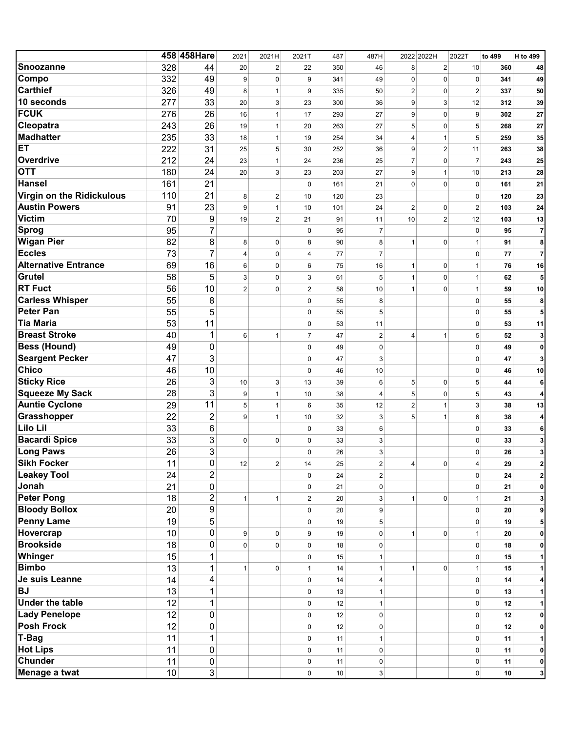| | 458 | 458Hare | 2021 | 2021H | 2021T | 487 | 487H | 2022 | 2022H | 2022T | to 499 | H to 499 |
|---|---|---|---|---|---|---|---|---|---|---|---|---|
| **Snoozanne** | 328 | 44 | 20 | 2 | 22 | 350 | 46 | 8 | 2 | 10 | **360** | **48** |
| **Compo** | 332 | 49 | 9 | 0 | 9 | 341 | 49 | 0 | 0 | 0 | **341** | **49** |
| **Carthief** | 326 | 49 | 8 | 1 | 9 | 335 | 50 | 2 | 0 | 2 | **337** | **50** |
| **10 seconds** | 277 | 33 | 20 | 3 | 23 | 300 | 36 | 9 | 3 | 12 | **312** | **39** |
| **FCUK** | 276 | 26 | 16 | 1 | 17 | 293 | 27 | 9 | 0 | 9 | **302** | **27** |
| **Cleopatra** | 243 | 26 | 19 | 1 | 20 | 263 | 27 | 5 | 0 | 5 | **268** | **27** |
| **Madhatter** | 235 | 33 | 18 | 1 | 19 | 254 | 34 | 4 | 1 | 5 | **259** | **35** |
| **ET** | 222 | 31 | 25 | 5 | 30 | 252 | 36 | 9 | 2 | 11 | **263** | **38** |
| **Overdrive** | 212 | 24 | 23 | 1 | 24 | 236 | 25 | 7 | 0 | 7 | **243** | **25** |
| **OTT** | 180 | 24 | 20 | 3 | 23 | 203 | 27 | 9 | 1 | 10 | **213** | **28** |
| **Hansel** | 161 | 21 | | | 0 | 161 | 21 | 0 | 0 | 0 | **161** | **21** |
| **Virgin on the Ridikulous** | 110 | 21 | 8 | 2 | 10 | 120 | 23 | | | 0 | **120** | **23** |
| **Austin Powers** | 91 | 23 | 9 | 1 | 10 | 101 | 24 | 2 | 0 | 2 | **103** | **24** |
| **Victim** | 70 | 9 | 19 | 2 | 21 | 91 | 11 | 10 | 2 | 12 | **103** | **13** |
| **Sprog** | 95 | 7 | | | 0 | 95 | 7 | | | 0 | **95** | **7** |
| **Wigan Pier** | 82 | 8 | 8 | 0 | 8 | 90 | 8 | 1 | 0 | 1 | **91** | **8** |
| **Eccles** | 73 | 7 | 4 | 0 | 4 | 77 | 7 | | | 0 | **77** | **7** |
| **Alternative Entrance** | 69 | 16 | 6 | 0 | 6 | 75 | 16 | 1 | 0 | 1 | **76** | **16** |
| **Grutel** | 58 | 5 | 3 | 0 | 3 | 61 | 5 | 1 | 0 | 1 | **62** | **5** |
| **RT Fuct** | 56 | 10 | 2 | 0 | 2 | 58 | 10 | 1 | 0 | 1 | **59** | **10** |
| **Carless Whisper** | 55 | 8 | | | 0 | 55 | 8 | | | 0 | **55** | **8** |
| **Peter Pan** | 55 | 5 | | | 0 | 55 | 5 | | | 0 | **55** | **5** |
| **Tia Maria** | 53 | 11 | | | 0 | 53 | 11 | | | 0 | **53** | **11** |
| **Breast Stroke** | 40 | 1 | 6 | 1 | 7 | 47 | 2 | 4 | 1 | 5 | **52** | **3** |
| **Bess (Hound)** | 49 | 0 | | | 0 | 49 | 0 | | | 0 | **49** | **0** |
| **Seargent Pecker** | 47 | 3 | | | 0 | 47 | 3 | | | 0 | **47** | **3** |
| **Chico** | 46 | 10 | | | 0 | 46 | 10 | | | 0 | **46** | **10** |
| **Sticky Rice** | 26 | 3 | 10 | 3 | 13 | 39 | 6 | 5 | 0 | 5 | **44** | **6** |
| **Squeeze My Sack** | 28 | 3 | 9 | 1 | 10 | 38 | 4 | 5 | 0 | 5 | **43** | **4** |
| **Auntie Cyclone** | 29 | 11 | 5 | 1 | 6 | 35 | 12 | 2 | 1 | 3 | **38** | **13** |
| **Grasshopper** | 22 | 2 | 9 | 1 | 10 | 32 | 3 | 5 | 1 | 6 | **38** | **4** |
| **Lilo Lil** | 33 | 6 | | | 0 | 33 | 6 | | | 0 | **33** | **6** |
| **Bacardi Spice** | 33 | 3 | 0 | 0 | 0 | 33 | 3 | | | 0 | **33** | **3** |
| **Long Paws** | 26 | 3 | | | 0 | 26 | 3 | | | 0 | **26** | **3** |
| **Sikh Focker** | 11 | 0 | 12 | 2 | 14 | 25 | 2 | 4 | 0 | 4 | **29** | **2** |
| **Leakey Tool** | 24 | 2 | | | 0 | 24 | 2 | | | 0 | **24** | **2** |
| **Jonah** | 21 | 0 | | | 0 | 21 | 0 | | | 0 | **21** | **0** |
| **Peter Pong** | 18 | 2 | 1 | 1 | 2 | 20 | 3 | 1 | 0 | 1 | **21** | **3** |
| **Bloody Bollox** | 20 | 9 | | | 0 | 20 | 9 | | | 0 | **20** | **9** |
| **Penny Lame** | 19 | 5 | | | 0 | 19 | 5 | | | 0 | **19** | **5** |
| **Hovercrap** | 10 | 0 | 9 | 0 | 9 | 19 | 0 | 1 | 0 | 1 | **20** | **0** |
| **Brookside** | 18 | 0 | 0 | 0 | 0 | 18 | 0 | | | 0 | **18** | **0** |
| **Whinger** | 15 | 1 | | | 0 | 15 | 1 | | | 0 | **15** | **1** |
| **Bimbo** | 13 | 1 | 1 | 0 | 1 | 14 | 1 | 1 | 0 | 1 | **15** | **1** |
| **Je suis Leanne** | 14 | 4 | | | 0 | 14 | 4 | | | 0 | **14** | **4** |
| **BJ** | 13 | 1 | | | 0 | 13 | 1 | | | 0 | **13** | **1** |
| **Under the table** | 12 | 1 | | | 0 | 12 | 1 | | | 0 | **12** | **1** |
| **Lady Penelope** | 12 | 0 | | | 0 | 12 | 0 | | | 0 | **12** | **0** |
| **Posh Frock** | 12 | 0 | | | 0 | 12 | 0 | | | 0 | **12** | **0** |
| **T-Bag** | 11 | 1 | | | 0 | 11 | 1 | | | 0 | **11** | **1** |
| **Hot Lips** | 11 | 0 | | | 0 | 11 | 0 | | | 0 | **11** | **0** |
| **Chunder** | 11 | 0 | | | 0 | 11 | 0 | | | 0 | **11** | **0** |
| **Menage a twat** | 10 | 3 | | | 0 | 10 | 3 | | | 0 | **10** | **3** |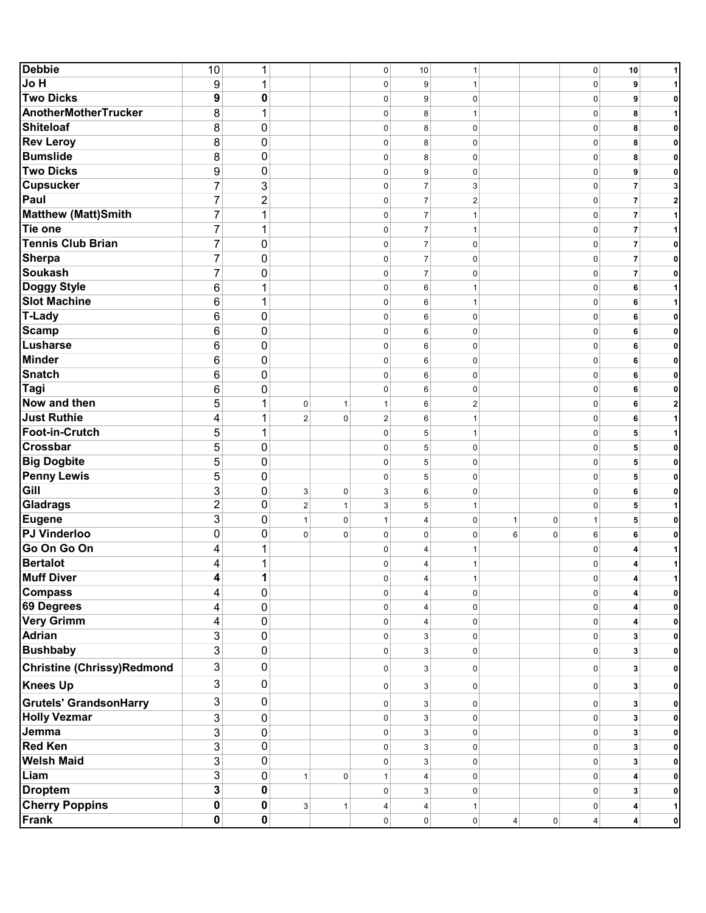| | | | | | | | | | | | | |
|---|---|---|---|---|---|---|---|---|---|---|---|---|
| **Debbie** | 10 | 1 | | | 0 | 10 | 1 | | | 0 | **10** | **1** |
| **Jo H** | 9 | 1 | | | 0 | 9 | 1 | | | 0 | **9** | **1** |
| **Two Dicks** | **9** | **0** | | | 0 | 9 | 0 | | | 0 | **9** | **0** |
| **AnotherMotherTrucker** | 8 | 1 | | | 0 | 8 | 1 | | | 0 | **8** | **1** |
| **Shiteloaf** | 8 | 0 | | | 0 | 8 | 0 | | | 0 | **8** | **0** |
| **Rev Leroy** | 8 | 0 | | | 0 | 8 | 0 | | | 0 | **8** | **0** |
| **Bumslide** | 8 | 0 | | | 0 | 8 | 0 | | | 0 | **8** | **0** |
| **Two Dicks** | 9 | 0 | | | 0 | 9 | 0 | | | 0 | **9** | **0** |
| **Cupsucker** | 7 | 3 | | | 0 | 7 | 3 | | | 0 | **7** | **3** |
| **Paul** | 7 | 2 | | | 0 | 7 | 2 | | | 0 | **7** | **2** |
| **Matthew (Matt)Smith** | 7 | 1 | | | 0 | 7 | 1 | | | 0 | **7** | **1** |
| **Tie one** | 7 | 1 | | | 0 | 7 | 1 | | | 0 | **7** | **1** |
| **Tennis Club Brian** | 7 | 0 | | | 0 | 7 | 0 | | | 0 | **7** | **0** |
| **Sherpa** | 7 | 0 | | | 0 | 7 | 0 | | | 0 | **7** | **0** |
| **Soukash** | 7 | 0 | | | 0 | 7 | 0 | | | 0 | **7** | **0** |
| **Doggy Style** | 6 | 1 | | | 0 | 6 | 1 | | | 0 | **6** | **1** |
| **Slot Machine** | 6 | 1 | | | 0 | 6 | 1 | | | 0 | **6** | **1** |
| **T-Lady** | 6 | 0 | | | 0 | 6 | 0 | | | 0 | **6** | **0** |
| **Scamp** | 6 | 0 | | | 0 | 6 | 0 | | | 0 | **6** | **0** |
| **Lusharse** | 6 | 0 | | | 0 | 6 | 0 | | | 0 | **6** | **0** |
| **Minder** | 6 | 0 | | | 0 | 6 | 0 | | | 0 | **6** | **0** |
| **Snatch** | 6 | 0 | | | 0 | 6 | 0 | | | 0 | **6** | **0** |
| **Tagi** | 6 | 0 | | | 0 | 6 | 0 | | | 0 | **6** | **0** |
| **Now and then** | 5 | 1 | 0 | 1 | 1 | 6 | 2 | | | 0 | **6** | **2** |
| **Just Ruthie** | 4 | 1 | 2 | 0 | 2 | 6 | 1 | | | 0 | **6** | **1** |
| **Foot-in-Crutch** | 5 | 1 | | | 0 | 5 | 1 | | | 0 | **5** | **1** |
| **Crossbar** | 5 | 0 | | | 0 | 5 | 0 | | | 0 | **5** | **0** |
| **Big Dogbite** | 5 | 0 | | | 0 | 5 | 0 | | | 0 | **5** | **0** |
| **Penny Lewis** | 5 | 0 | | | 0 | 5 | 0 | | | 0 | **5** | **0** |
| **Gill** | 3 | 0 | 3 | 0 | 3 | 6 | 0 | | | 0 | **6** | **0** |
| **Gladrags** | 2 | 0 | 2 | 1 | 3 | 5 | 1 | | | 0 | **5** | **1** |
| **Eugene** | 3 | 0 | 1 | 0 | 1 | 4 | 0 | 1 | 0 | 1 | **5** | **0** |
| **PJ Vinderloo** | 0 | 0 | 0 | 0 | 0 | 0 | 0 | 6 | 0 | 6 | **6** | **0** |
| **Go On Go On** | 4 | 1 | | | 0 | 4 | 1 | | | 0 | **4** | **1** |
| **Bertalot** | 4 | 1 | | | 0 | 4 | 1 | | | 0 | **4** | **1** |
| **Muff Diver** | **4** | **1** | | | 0 | 4 | 1 | | | 0 | **4** | **1** |
| **Compass** | 4 | 0 | | | 0 | 4 | 0 | | | 0 | **4** | **0** |
| **69 Degrees** | 4 | 0 | | | 0 | 4 | 0 | | | 0 | **4** | **0** |
| **Very Grimm** | 4 | 0 | | | 0 | 4 | 0 | | | 0 | **4** | **0** |
| **Adrian** | 3 | 0 | | | 0 | 3 | 0 | | | 0 | **3** | **0** |
| **Bushbaby** | 3 | 0 | | | 0 | 3 | 0 | | | 0 | **3** | **0** |
| **Christine (Chrissy)Redmond** | 3 | 0 | | | 0 | 3 | 0 | | | 0 | **3** | **0** |
| **Knees Up** | 3 | 0 | | | 0 | 3 | 0 | | | 0 | **3** | **0** |
| **Grutels' GrandsonHarry** | 3 | 0 | | | 0 | 3 | 0 | | | 0 | **3** | **0** |
| **Holly Vezmar** | 3 | 0 | | | 0 | 3 | 0 | | | 0 | **3** | **0** |
| **Jemma** | 3 | 0 | | | 0 | 3 | 0 | | | 0 | **3** | **0** |
| **Red Ken** | 3 | 0 | | | 0 | 3 | 0 | | | 0 | **3** | **0** |
| **Welsh Maid** | 3 | 0 | | | 0 | 3 | 0 | | | 0 | **3** | **0** |
| **Liam** | 3 | 0 | 1 | 0 | 1 | 4 | 0 | | | 0 | **4** | **0** |
| **Droptem** | **3** | **0** | | | 0 | 3 | 0 | | | 0 | **3** | **0** |
| **Cherry Poppins** | **0** | **0** | 3 | 1 | 4 | 4 | 1 | | | 0 | **4** | **1** |
| **Frank** | **0** | **0** | | | 0 | 0 | 0 | 4 | 0 | 4 | **4** | **0** |